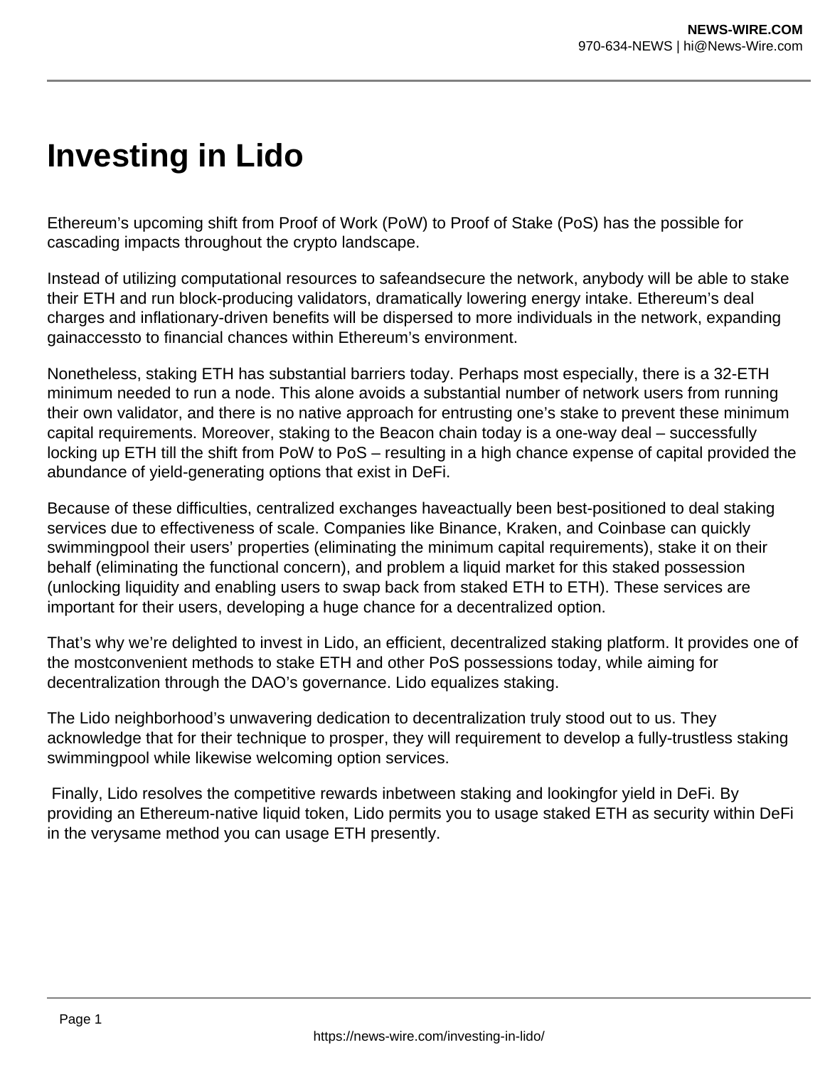# Investing in Lido

Ethereum's upcoming shift from Proof of Work (PoW) to Proof of Stake (PoS) has the possible for cascading impacts throughout the crypto landscape.

Instead of utilizing computational resources to safeandsecure the network, anybody will be able to stake their ETH and run block-producing validators, dramatically lowering energy intake. Ethereum's deal charges and inflationary-driven benefits will be dispersed to more individuals in the network, expanding gainaccessto to financial chances within Ethereum's environment.

Nonetheless, staking ETH has substantial barriers today. Perhaps most especially, there is a 32-ETH minimum needed to run a node. This alone avoids a substantial number of network users from running their own validator, and there is no native approach for entrusting one's stake to prevent these minimum capital requirements. Moreover, staking to the Beacon chain today is a one-way deal – successfully locking up ETH till the shift from PoW to PoS – resulting in a high chance expense of capital provided the abundance of yield-generating options that exist in DeFi.

Because of these difficulties, centralized exchanges haveactually been best-positioned to deal staking services due to effectiveness of scale. Companies like Binance, Kraken, and Coinbase can quickly swimmingpool their users' properties (eliminating the minimum capital requirements), stake it on their behalf (eliminating the functional concern), and problem a liquid market for this staked possession (unlocking liquidity and enabling users to swap back from staked ETH to ETH). These services are important for their users, developing a huge chance for a decentralized option.

That's why we're delighted to invest in Lido, an efficient, decentralized staking platform. It provides one of the mostconvenient methods to stake ETH and other PoS possessions today, while aiming for decentralization through the DAO's governance. Lido equalizes staking.

The Lido neighborhood's unwavering dedication to decentralization truly stood out to us. They acknowledge that for their technique to prosper, they will requirement to develop a fully-trustless staking swimmingpool while likewise welcoming option services.

Finally, Lido resolves the competitive rewards inbetween staking and lookingfor yield in DeFi. By providing an Ethereum-native liquid token, Lido permits you to usage staked ETH as security within DeFi in the verysame method you can usage ETH presently.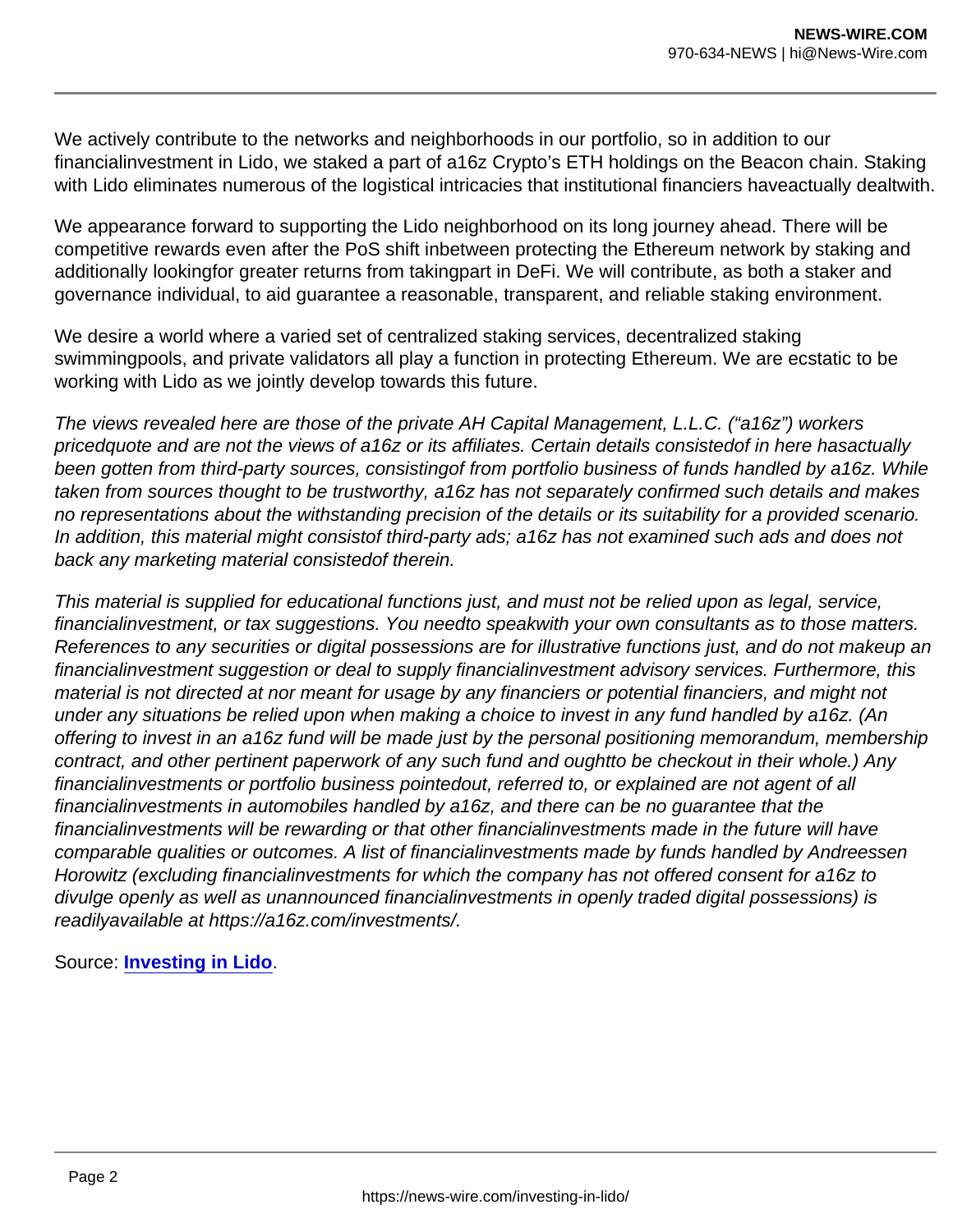We actively contribute to the networks and neighborhoods in our portfolio, so in addition to our financialinvestment in Lido, we staked a part of a16z Crypto's ETH holdings on the Beacon chain. Staking with Lido eliminates numerous of the logistical intricacies that institutional financiers haveactually dealtwith.

We appearance forward to supporting the Lido neighborhood on its long journey ahead. There will be competitive rewards even after the PoS shift inbetween protecting the Ethereum network by staking and additionally lookingfor greater returns from takingpart in DeFi. We will contribute, as both a staker and governance individual, to aid guarantee a reasonable, transparent, and reliable staking environment.

We desire a world where a varied set of centralized staking services, decentralized staking swimmingpools, and private validators all play a function in protecting Ethereum. We are ecstatic to be working with Lido as we jointly develop towards this future.

*The views revealed here are those of the private AH Capital Management, L.L.C. ("a16z") workers pricedquote and are not the views of a16z or its affiliates. Certain details consistedof in here hasactually been gotten from third-party sources, consistingof from portfolio business of funds handled by a16z. While taken from sources thought to be trustworthy, a16z has not separately confirmed such details and makes no representations about the withstanding precision of the details or its suitability for a provided scenario. In addition, this material might consistof third-party ads; a16z has not examined such ads and does not back any marketing material consistedof therein.*

*This material is supplied for educational functions just, and must not be relied upon as legal, service, financialinvestment, or tax suggestions. You needto speakwith your own consultants as to those matters. References to any securities or digital possessions are for illustrative functions just, and do not makeup an financialinvestment suggestion or deal to supply financialinvestment advisory services. Furthermore, this material is not directed at nor meant for usage by any financiers or potential financiers, and might not under any situations be relied upon when making a choice to invest in any fund handled by a16z. (An offering to invest in an a16z fund will be made just by the personal positioning memorandum, membership contract, and other pertinent paperwork of any such fund and oughtto be checkout in their whole.) Any financialinvestments or portfolio business pointedout, referred to, or explained are not agent of all financialinvestments in automobiles handled by a16z, and there can be no guarantee that the financialinvestments will be rewarding or that other financialinvestments made in the future will have comparable qualities or outcomes. A list of financialinvestments made by funds handled by Andreessen Horowitz (excluding financialinvestments for which the company has not offered consent for a16z to divulge openly as well as unannounced financialinvestments in openly traded digital possessions) is readilyavailable at https://a16z.com/investments/.*

Source: **Investing in Lido**.